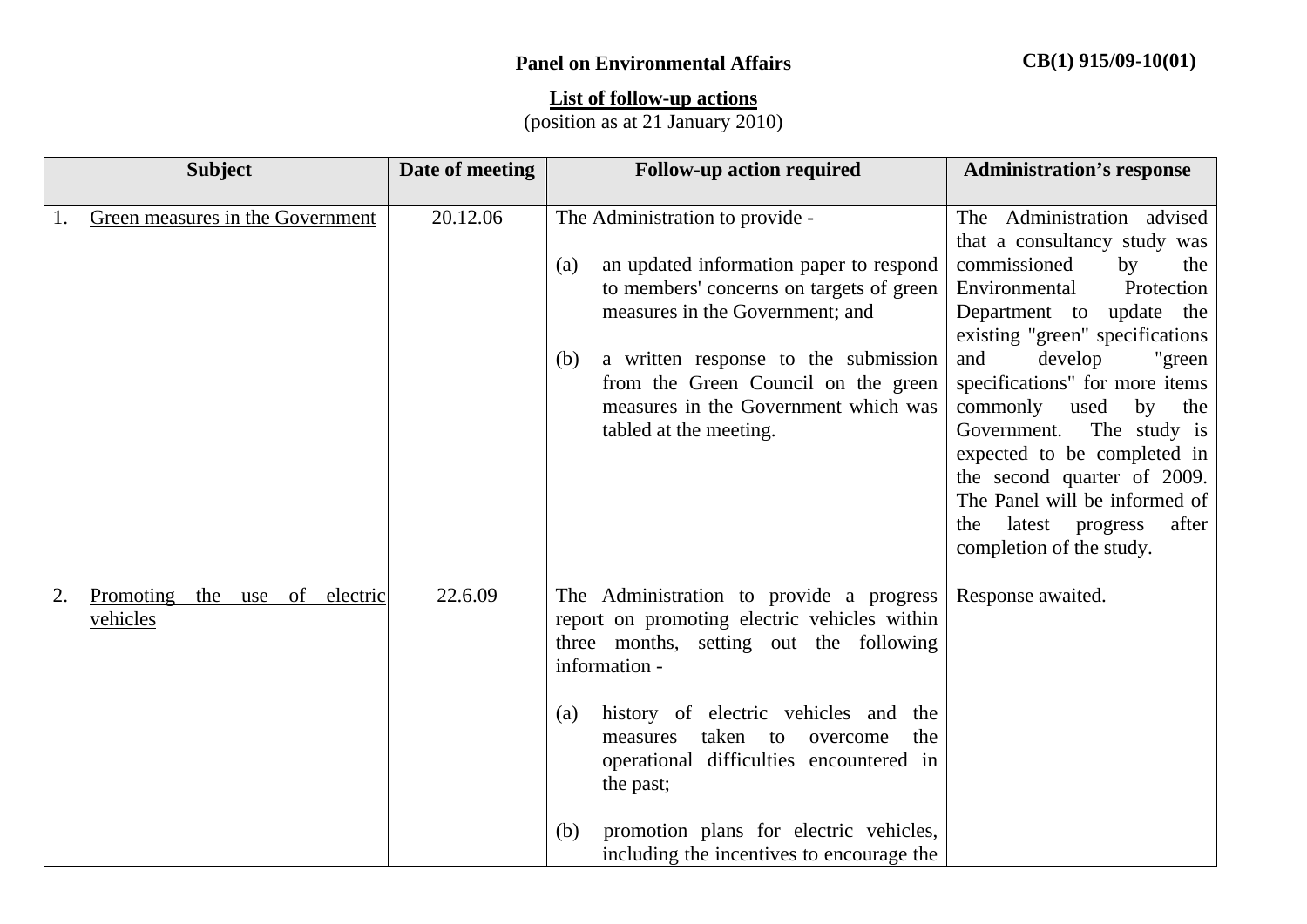**Panel on Environmental Affairs**

**CB(1) 915/09-10(01)**

**List of follow-up actions**
(position as at 21 January 2010)

| Subject | Date of meeting | Follow-up action required | Administration's response |
|---|---|---|---|
| 1. Green measures in the Government | 20.12.06 | The Administration to provide -<br><br>(a) an updated information paper to respond to members' concerns on targets of green measures in the Government; and<br><br>(b) a written response to the submission from the Green Council on the green measures in the Government which was tabled at the meeting. | The Administration advised that a consultancy study was commissioned by the Environmental Protection Department to update the existing "green" specifications and develop "green specifications" for more items commonly used by the Government. The study is expected to be completed in the second quarter of 2009. The Panel will be informed of the latest progress after completion of the study. |
| 2. Promoting the use of electric vehicles | 22.6.09 | The Administration to provide a progress report on promoting electric vehicles within three months, setting out the following information -<br><br>(a) history of electric vehicles and the measures taken to overcome the operational difficulties encountered in the past;<br><br>(b) promotion plans for electric vehicles, including the incentives to encourage the | Response awaited. |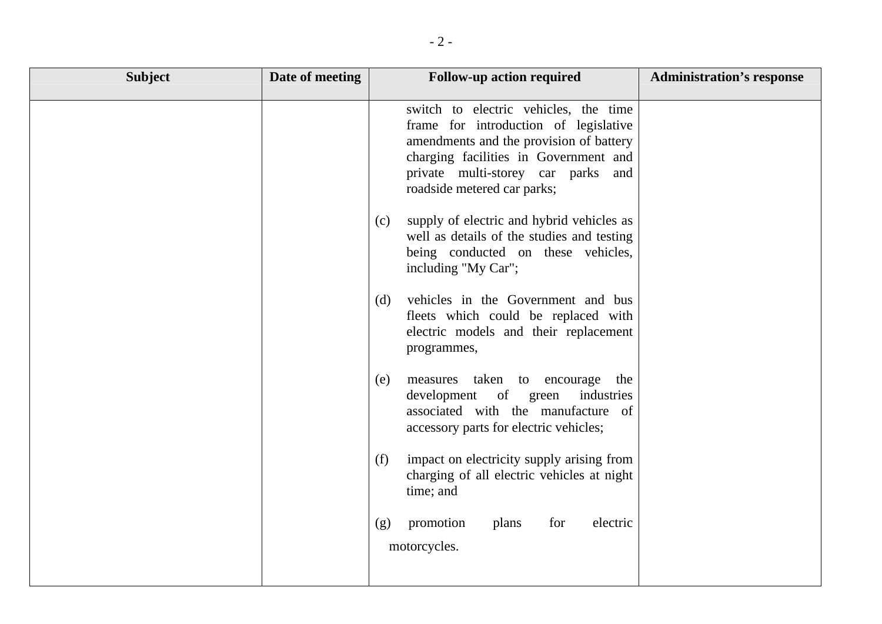| Subject | Date of meeting | Follow-up action required | Administration's response |
|---|---|---|---|
| | | switch to electric vehicles, the time frame for introduction of legislative amendments and the provision of battery charging facilities in Government and private multi-storey car parks and roadside metered car parks;<br><br>(c) supply of electric and hybrid vehicles as well as details of the studies and testing being conducted on these vehicles, including "My Car";<br><br>(d) vehicles in the Government and bus fleets which could be replaced with electric models and their replacement programmes,<br><br>(e) measures taken to encourage the development of green industries associated with the manufacture of accessory parts for electric vehicles;<br><br>(f) impact on electricity supply arising from charging of all electric vehicles at night time; and<br><br>(g) promotion plans for electric motorcycles. | |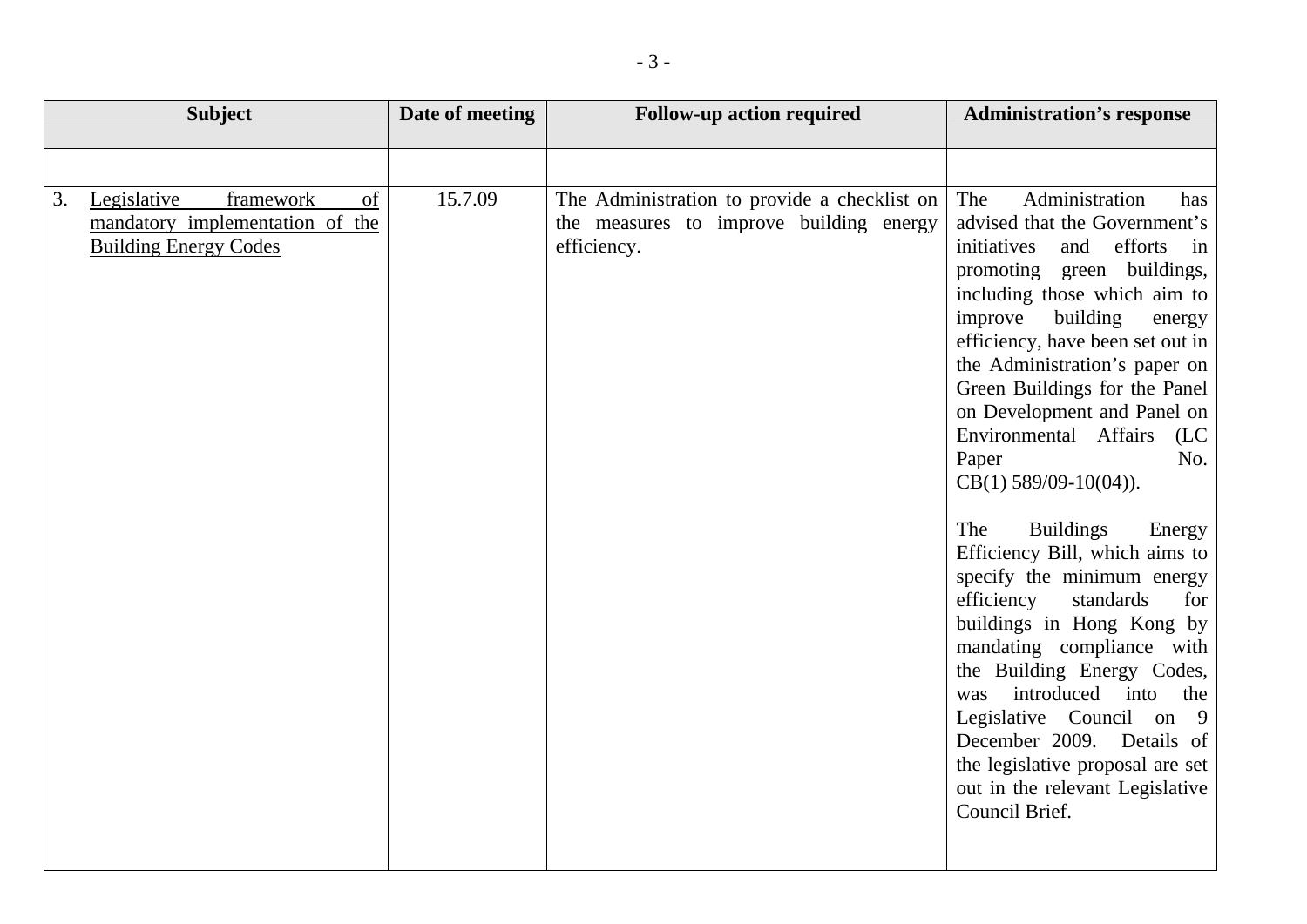| Subject | Date of meeting | Follow-up action required | Administration's response |
|---|---|---|---|
| | | | |
| 3. Legislative framework of mandatory implementation of the Building Energy Codes | 15.7.09 | The Administration to provide a checklist on the measures to improve building energy efficiency. | The Administration has advised that the Government's initiatives and efforts in promoting green buildings, including those which aim to improve building energy efficiency, have been set out in the Administration's paper on Green Buildings for the Panel on Development and Panel on Environmental Affairs (LC Paper No. CB(1) 589/09-10(04)).<br><br>The Buildings Energy Efficiency Bill, which aims to specify the minimum energy efficiency standards for buildings in Hong Kong by mandating compliance with the Building Energy Codes, was introduced into the Legislative Council on 9 December 2009. Details of the legislative proposal are set out in the relevant Legislative Council Brief. |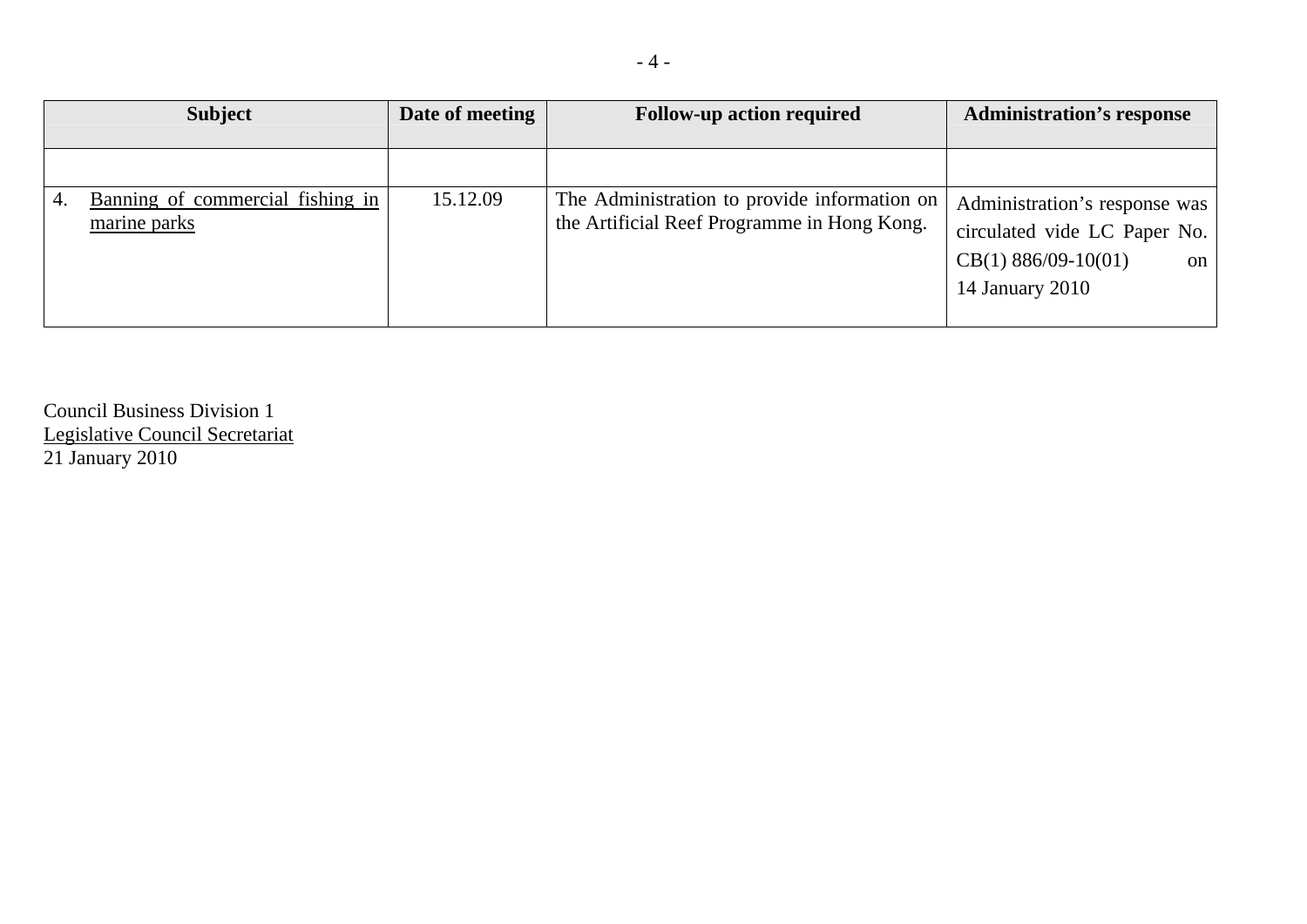| Subject | Date of meeting | Follow-up action required | Administration's response |
|---|---|---|---|
| | | | |
| 4. Banning of commercial fishing in marine parks | 15.12.09 | The Administration to provide information on the Artificial Reef Programme in Hong Kong. | Administration's response was circulated vide LC Paper No. CB(1) 886/09-10(01) on 14 January 2010 |

Council Business Division 1
Legislative Council Secretariat
21 January 2010